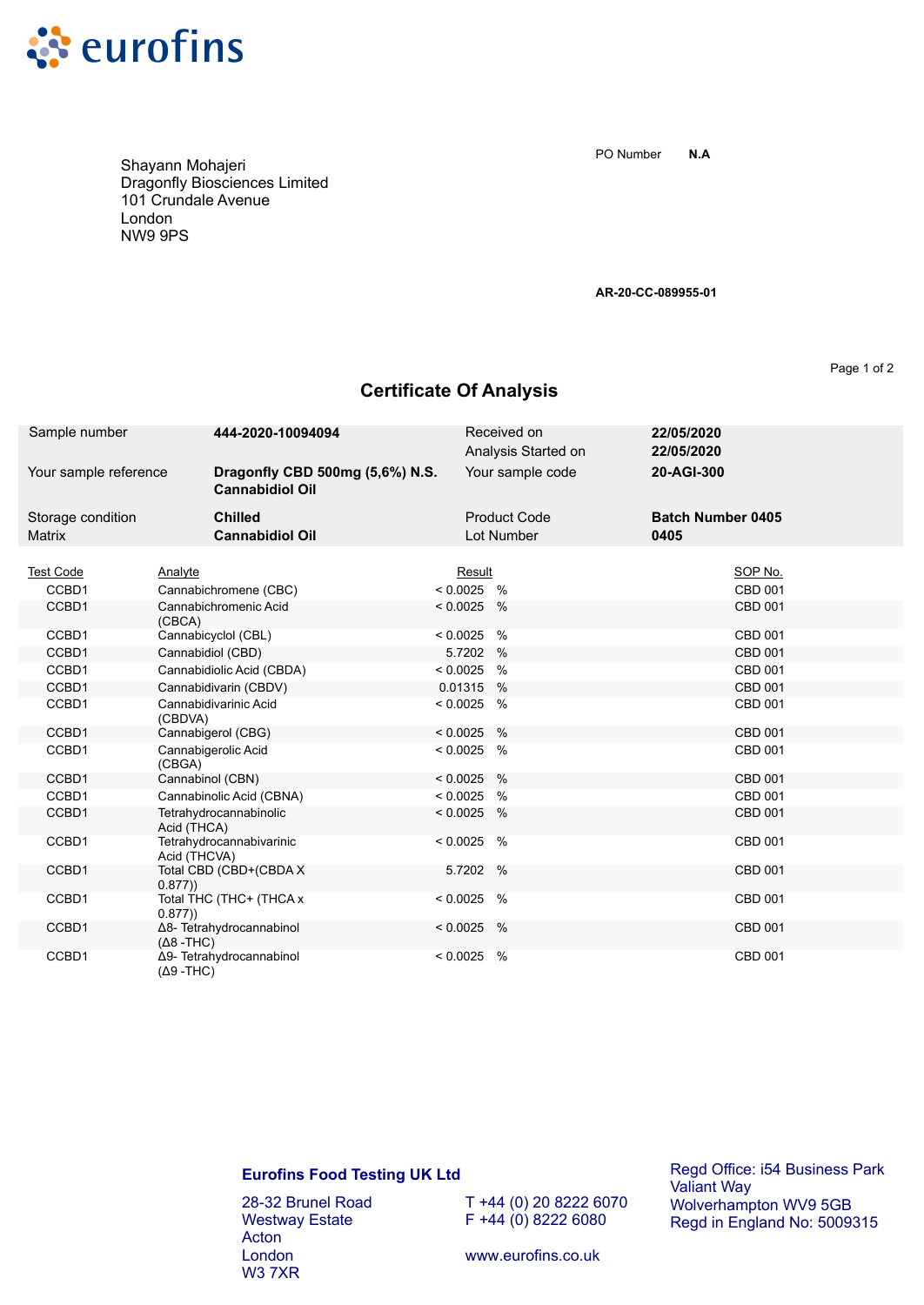eurofins

Shayann Mohajeri
Dragonfly Biosciences Limited
101 Crundale Avenue
London
NW9 9PS

PO Number **N.A**

**AR-20-CC-089955-01**

# Certificate Of Analysis

| | | | |
|---|---|---|---|
| Sample number | **444-2020-10094094** | Received on | **22/05/2020** |
| | | Analysis Started on | **22/05/2020** |
| Your sample reference | **Dragonfly CBD 500mg (5,6%) N.S. Cannabidiol Oil** | Your sample code | **20-AGI-300** |
| Storage condition | **Chilled** | Product Code | **Batch Number 0405** |
| Matrix | **Cannabidiol Oil** | Lot Number | **0405** |

| Test Code | Analyte | Result | | SOP No. |
|---|---|---|---|---|
| CCBD1 | Cannabichromene (CBC) | < 0.0025 | % | CBD 001 |
| CCBD1 | Cannabichromenic Acid (CBCA) | < 0.0025 | % | CBD 001 |
| CCBD1 | Cannabicyclol (CBL) | < 0.0025 | % | CBD 001 |
| CCBD1 | Cannabidiol (CBD) | 5.7202 | % | CBD 001 |
| CCBD1 | Cannabidiolic Acid (CBDA) | < 0.0025 | % | CBD 001 |
| CCBD1 | Cannabidivarin (CBDV) | 0.01315 | % | CBD 001 |
| CCBD1 | Cannabidivarinic Acid (CBDVA) | < 0.0025 | % | CBD 001 |
| CCBD1 | Cannabigerol (CBG) | < 0.0025 | % | CBD 001 |
| CCBD1 | Cannabigerolic Acid (CBGA) | < 0.0025 | % | CBD 001 |
| CCBD1 | Cannabinol (CBN) | < 0.0025 | % | CBD 001 |
| CCBD1 | Cannabinolic Acid (CBNA) | < 0.0025 | % | CBD 001 |
| CCBD1 | Tetrahydrocannabinolic Acid (THCA) | < 0.0025 | % | CBD 001 |
| CCBD1 | Tetrahydrocannabivarinic Acid (THCVA) | < 0.0025 | % | CBD 001 |
| CCBD1 | Total CBD (CBD+(CBDA X 0.877)) | 5.7202 | % | CBD 001 |
| CCBD1 | Total THC (THC+ (THCA x 0.877)) | < 0.0025 | % | CBD 001 |
| CCBD1 | Δ8- Tetrahydrocannabinol (Δ8 -THC) | < 0.0025 | % | CBD 001 |
| CCBD1 | Δ9- Tetrahydrocannabinol (Δ9 -THC) | < 0.0025 | % | CBD 001 |

**Eurofins Food Testing UK Ltd**

28-32 Brunel Road
Westway Estate
Acton
London
W3 7XR

T +44 (0) 20 8222 6070
F +44 (0) 8222 6080

www.eurofins.co.uk

Regd Office: i54 Business Park
Valiant Way
Wolverhampton WV9 5GB
Regd in England No: 5009315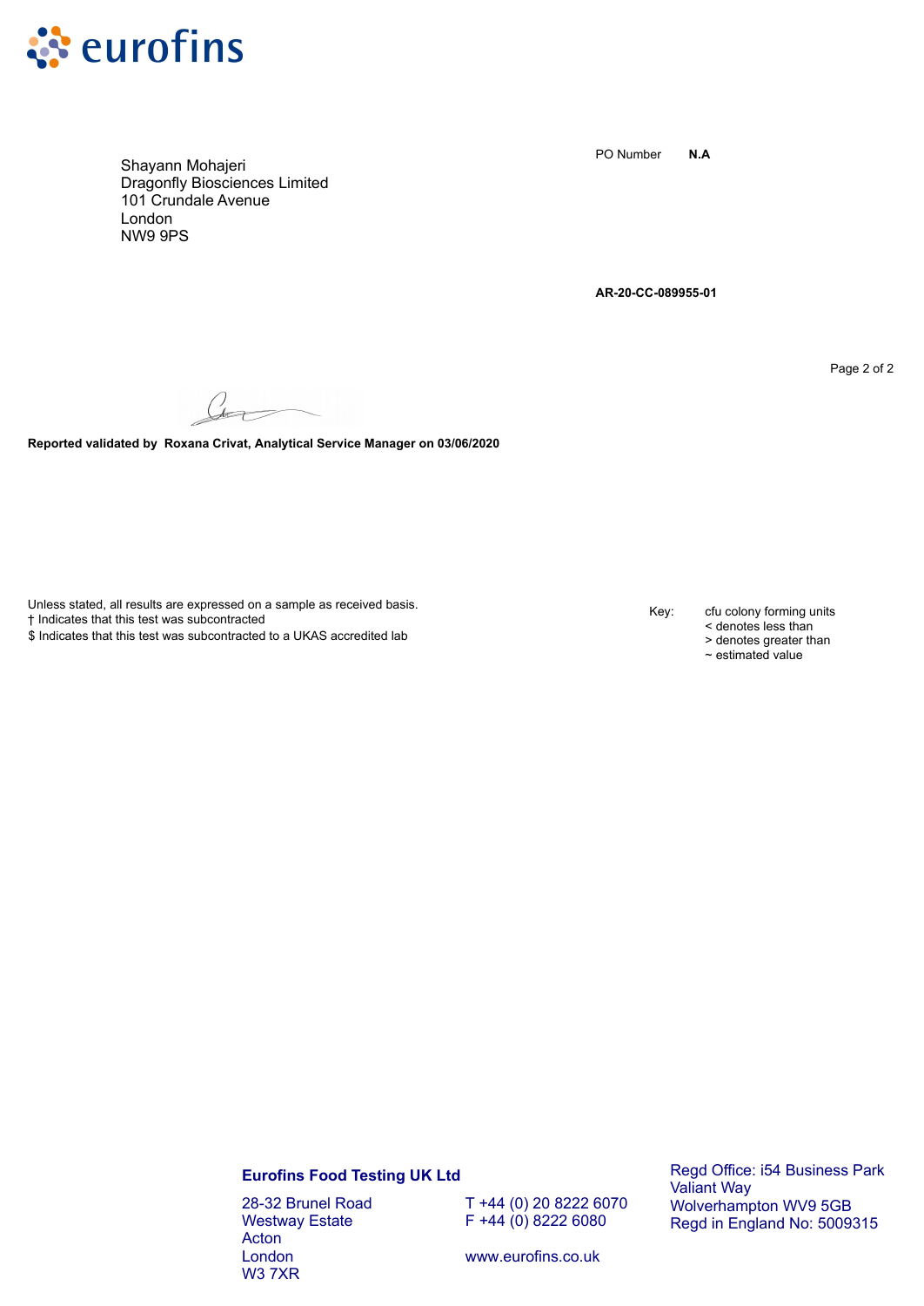Shayann Mohajeri
Dragonfly Biosciences Limited
101 Crundale Avenue
London
NW9 9PS

PO Number **N.A**

**AR-20-CC-089955-01**

**Reported validated by Roxana Crivat, Analytical Service Manager on 03/06/2020**

Unless stated, all results are expressed on a sample as received basis.
† Indicates that this test was subcontracted
$ Indicates that this test was subcontracted to a UKAS accredited lab

Key:
cfu colony forming units
< denotes less than
> denotes greater than
~ estimated value

**Eurofins Food Testing UK Ltd**

28-32 Brunel Road
Westway Estate
Acton
London
W3 7XR

T +44 (0) 20 8222 6070
F +44 (0) 8222 6080

www.eurofins.co.uk

Regd Office: i54 Business Park
Valiant Way
Wolverhampton WV9 5GB
Regd in England No: 5009315